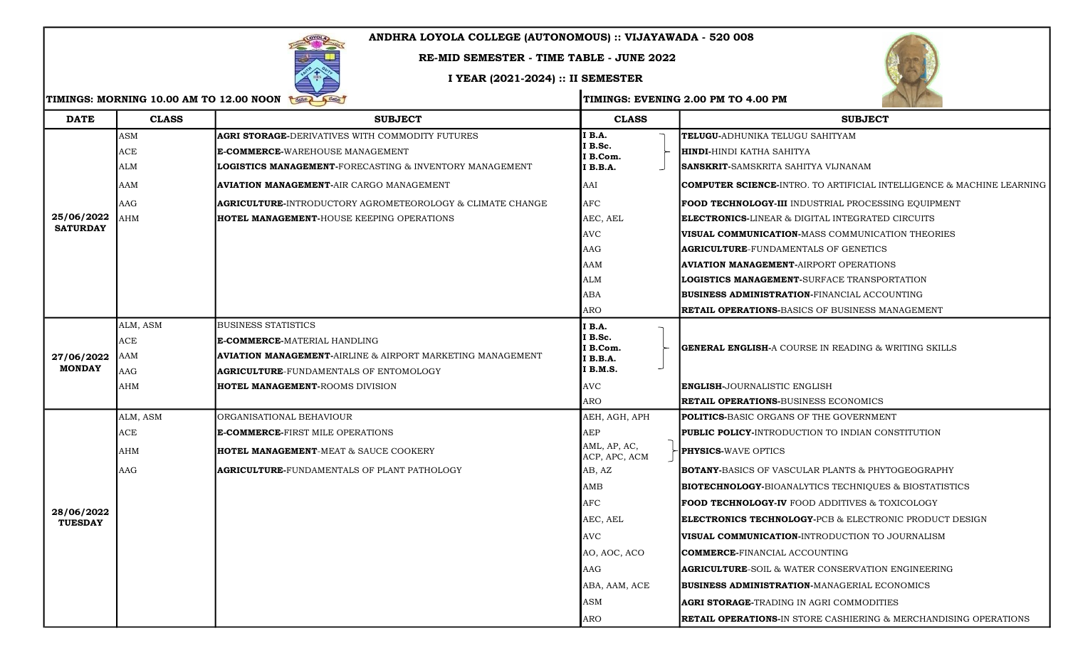# ANDHRA LOYOLA COLLEGE (AUTONOMOUS) :: VIJAYAWADA - 520 008

## RE-MID SEMESTER - TIME TABLE - JUNE 2022

## I YEAR (2021-2024) :: II SEMESTER

| | TIMINGS: MORNING 10.00 AM TO 12.00 NOON | | TIMINGS: EVENING 2.00 PM TO 4.00 PM | |
|---|---|---|---|---|
| **DATE** | **CLASS** | **SUBJECT** | **CLASS** | **SUBJECT** |
| **25/06/2022 SATURDAY** | ASM | **AGRI STORAGE-**DERIVATIVES WITH COMMODITY FUTURES | **I B.A. I B.Sc. I B.Com. I B.B.A.** | **TELUGU-**ADHUNIKA TELUGU SAHITYAM |
| | ACE | **E-COMMERCE-**WAREHOUSE MANAGEMENT | | **HINDI-**HINDI KATHA SAHITYA |
| | ALM | **LOGISTICS MANAGEMENT-**FORECASTING & INVENTORY MANAGEMENT | | **SANSKRIT-**SAMSKRITA SAHITYA VIJNANAM |
| | AAM | **AVIATION MANAGEMENT-**AIR CARGO MANAGEMENT | AAI | **COMPUTER SCIENCE-**INTRO. TO ARTIFICIAL INTELLIGENCE & MACHINE LEARNING |
| | AAG | **AGRICULTURE-**INTRODUCTORY AGROMETEOROLOGY & CLIMATE CHANGE | AFC | **FOOD TECHNOLOGY-III** INDUSTRIAL PROCESSING EQUIPMENT |
| | AHM | **HOTEL MANAGEMENT-**HOUSE KEEPING OPERATIONS | AEC, AEL | **ELECTRONICS-**LINEAR & DIGITAL INTEGRATED CIRCUITS |
| | | | AVC | **VISUAL COMMUNICATION-**MASS COMMUNICATION THEORIES |
| | | | AAG | **AGRICULTURE**-FUNDAMENTALS OF GENETICS |
| | | | AAM | **AVIATION MANAGEMENT-**AIRPORT OPERATIONS |
| | | | ALM | **LOGISTICS MANAGEMENT-**SURFACE TRANSPORTATION |
| | | | ABA | **BUSINESS ADMINISTRATION-**FINANCIAL ACCOUNTING |
| | | | ARO | **RETAIL OPERATIONS-**BASICS OF BUSINESS MANAGEMENT |
| **27/06/2022 MONDAY** | ALM, ASM | BUSINESS STATISTICS | **I B.A. I B.Sc. I B.Com. I B.B.A. I B.M.S.** | **GENERAL ENGLISH-**A COURSE IN READING & WRITING SKILLS |
| | ACE | **E-COMMERCE-**MATERIAL HANDLING | | |
| | AAM | **AVIATION MANAGEMENT-**AIRLINE & AIRPORT MARKETING MANAGEMENT | | |
| | AAG | **AGRICULTURE**-FUNDAMENTALS OF ENTOMOLOGY | | |
| | AHM | **HOTEL MANAGEMENT-**ROOMS DIVISION | AVC | **ENGLISH**-JOURNALISTIC ENGLISH |
| | | | ARO | **RETAIL OPERATIONS-**BUSINESS ECONOMICS |
| **28/06/2022 TUESDAY** | ALM, ASM | ORGANISATIONAL BEHAVIOUR | AEH, AGH, APH | **POLITICS-**BASIC ORGANS OF THE GOVERNMENT |
| | ACE | **E-COMMERCE-**FIRST MILE OPERATIONS | AEP | **PUBLIC POLICY-**INTRODUCTION TO INDIAN CONSTITUTION |
| | AHM | **HOTEL MANAGEMENT**-MEAT & SAUCE COOKERY | AML, AP, AC, ACP, APC, ACM | **PHYSICS-**WAVE OPTICS |
| | AAG | **AGRICULTURE-**FUNDAMENTALS OF PLANT PATHOLOGY | AB, AZ | **BOTANY-**BASICS OF VASCULAR PLANTS & PHYTOGEOGRAPHY |
| | | | AMB | **BIOTECHNOLOGY-**BIOANALYTICS TECHNIQUES & BIOSTATISTICS |
| | | | AFC | **FOOD TECHNOLOGY-IV** FOOD ADDITIVES & TOXICOLOGY |
| | | | AEC, AEL | **ELECTRONICS TECHNOLOGY-**PCB & ELECTRONIC PRODUCT DESIGN |
| | | | AVC | **VISUAL COMMUNICATION-**INTRODUCTION TO JOURNALISM |
| | | | AO, AOC, ACO | **COMMERCE-**FINANCIAL ACCOUNTING |
| | | | AAG | **AGRICULTURE**-SOIL & WATER CONSERVATION ENGINEERING |
| | | | ABA, AAM, ACE | **BUSINESS ADMINISTRATION-**MANAGERIAL ECONOMICS |
| | | | ASM | **AGRI STORAGE-**TRADING IN AGRI COMMODITIES |
| | | | ARO | **RETAIL OPERATIONS-**IN STORE CASHIERING & MERCHANDISING OPERATIONS |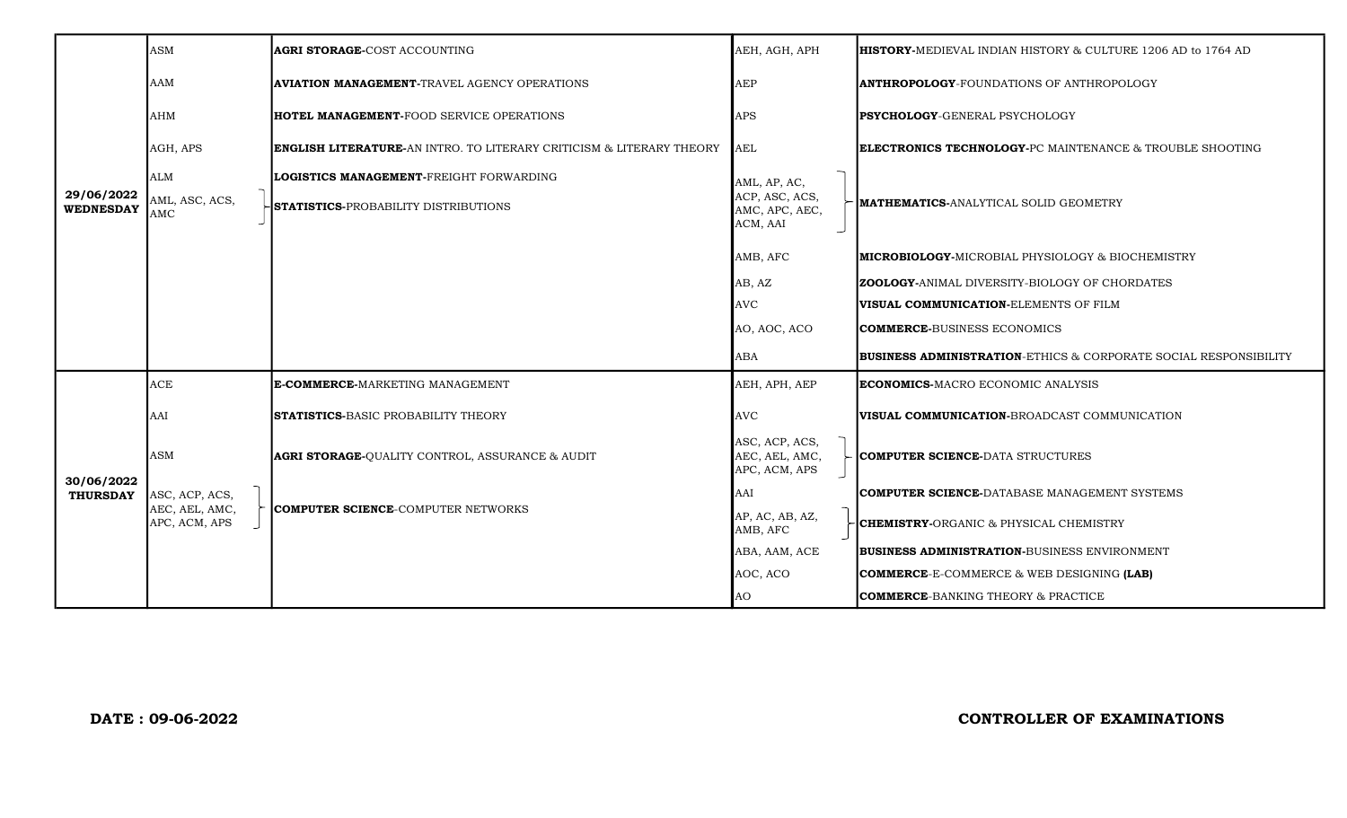| | | | | |
|---|---|---|---|---|
| **29/06/2022 WEDNESDAY** | ASM | **AGRI STORAGE-**COST ACCOUNTING | AEH, AGH, APH | **HISTORY-**MEDIEVAL INDIAN HISTORY & CULTURE 1206 AD to 1764 AD |
| | AAM | **AVIATION MANAGEMENT-**TRAVEL AGENCY OPERATIONS | AEP | **ANTHROPOLOGY**-FOUNDATIONS OF ANTHROPOLOGY |
| | AHM | **HOTEL MANAGEMENT-**FOOD SERVICE OPERATIONS | APS | **PSYCHOLOGY**-GENERAL PSYCHOLOGY |
| | AGH, APS | **ENGLISH LITERATURE-**AN INTRO. TO LITERARY CRITICISM & LITERARY THEORY | AEL | **ELECTRONICS TECHNOLOGY-**PC MAINTENANCE & TROUBLE SHOOTING |
| | ALM | **LOGISTICS MANAGEMENT-**FREIGHT FORWARDING | AML, AP, AC, ACP, ASC, ACS, AMC, APC, AEC, ACM, AAI | **MATHEMATICS-**ANALYTICAL SOLID GEOMETRY |
| | AML, ASC, ACS, AMC | **STATISTICS-**PROBABILITY DISTRIBUTIONS | | |
| | | | AMB, AFC | **MICROBIOLOGY-**MICROBIAL PHYSIOLOGY & BIOCHEMISTRY |
| | | | AB, AZ | **ZOOLOGY-**ANIMAL DIVERSITY-BIOLOGY OF CHORDATES |
| | | | AVC | **VISUAL COMMUNICATION-**ELEMENTS OF FILM |
| | | | AO, AOC, ACO | **COMMERCE-**BUSINESS ECONOMICS |
| | | | ABA | **BUSINESS ADMINISTRATION**-ETHICS & CORPORATE SOCIAL RESPONSIBILITY |
| **30/06/2022 THURSDAY** | ACE | **E-COMMERCE-**MARKETING MANAGEMENT | AEH, APH, AEP | **ECONOMICS-**MACRO ECONOMIC ANALYSIS |
| | AAI | **STATISTICS-**BASIC PROBABILITY THEORY | AVC | **VISUAL COMMUNICATION-**BROADCAST COMMUNICATION |
| | ASM | **AGRI STORAGE-**QUALITY CONTROL, ASSURANCE & AUDIT | ASC, ACP, ACS, AEC, AEL, AMC, APC, ACM, APS | **COMPUTER SCIENCE-**DATA STRUCTURES |
| | ASC, ACP, ACS, AEC, AEL, AMC, APC, ACM, APS | **COMPUTER SCIENCE**-COMPUTER NETWORKS | AAI | **COMPUTER SCIENCE-**DATABASE MANAGEMENT SYSTEMS |
| | | | AP, AC, AB, AZ, AMB, AFC | **CHEMISTRY-**ORGANIC & PHYSICAL CHEMISTRY |
| | | | ABA, AAM, ACE | **BUSINESS ADMINISTRATION-**BUSINESS ENVIRONMENT |
| | | | AOC, ACO | **COMMERCE**-E-COMMERCE & WEB DESIGNING **(LAB)** |
| | | | AO | **COMMERCE**-BANKING THEORY & PRACTICE |

**DATE : 09-06-2022**

**CONTROLLER OF EXAMINATIONS**